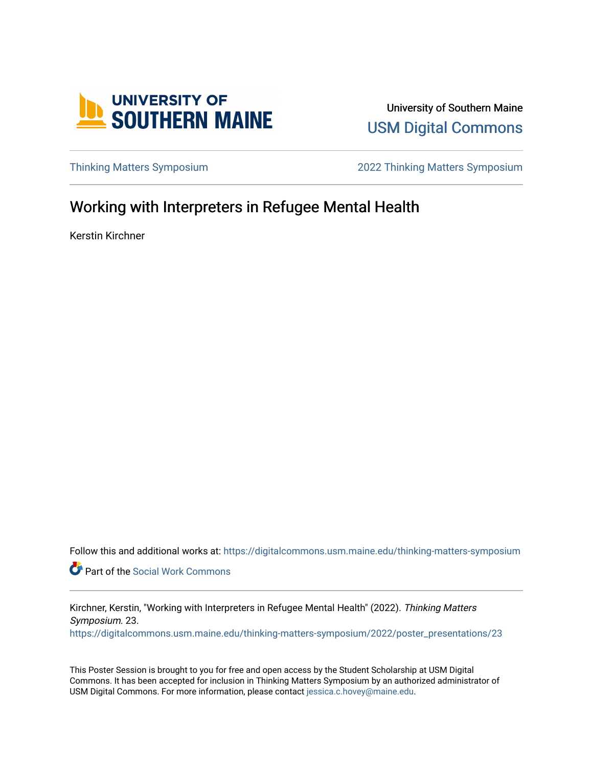University of Southern Maine
USM Digital Commons

Thinking Matters Symposium 2022 Thinking Matters Symposium

# Working with Interpreters in Refugee Mental Health

Kerstin Kirchner

Follow this and additional works at: https://digitalcommons.usm.maine.edu/thinking-matters-symposium

Part of the Social Work Commons

Kirchner, Kerstin, "Working with Interpreters in Refugee Mental Health" (2022). *Thinking Matters Symposium*. 23.
https://digitalcommons.usm.maine.edu/thinking-matters-symposium/2022/poster_presentations/23

This Poster Session is brought to you for free and open access by the Student Scholarship at USM Digital Commons. It has been accepted for inclusion in Thinking Matters Symposium by an authorized administrator of USM Digital Commons. For more information, please contact jessica.c.hovey@maine.edu.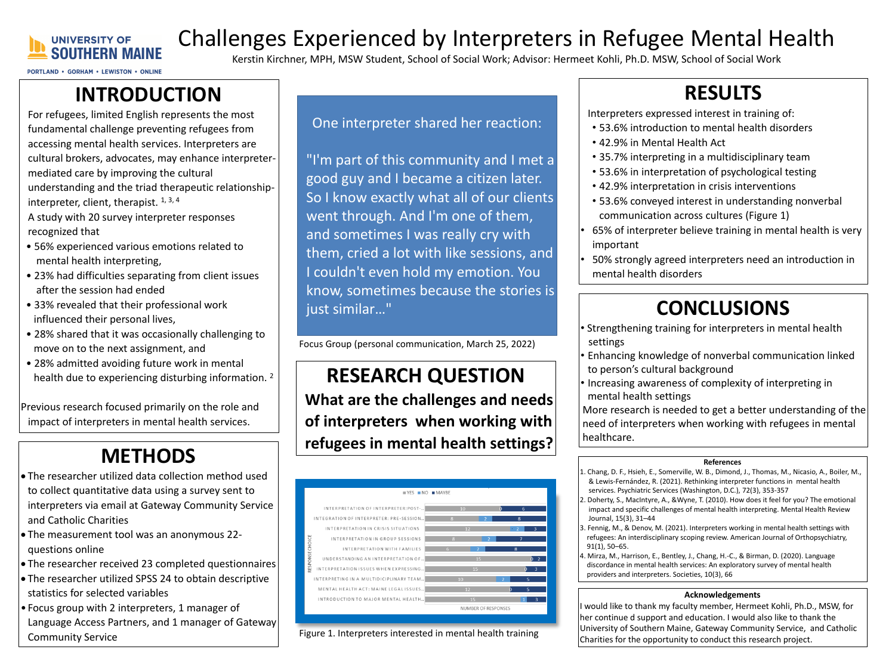# Challenges Experienced by Interpreters in Refugee Mental Health

Kerstin Kirchner, MPH, MSW Student, School of Social Work; Advisor: Hermeet Kohli, Ph.D. MSW, School of Social Work

UNIVERSITY OF SOUTHERN MAINE

PORTLAND • GORHAM • LEWISTON • ONLINE

## INTRODUCTION

For refugees, limited English represents the most fundamental challenge preventing refugees from accessing mental health services. Interpreters are cultural brokers, advocates, may enhance interpreter-mediated care by improving the cultural understanding and the triad therapeutic relationship-interpreter, client, therapist. [1, 3, 4]

A study with 20 survey interpreter responses recognized that

- 56% experienced various emotions related to mental health interpreting,
- 23% had difficulties separating from client issues after the session had ended
- 33% revealed that their professional work influenced their personal lives,
- 28% shared that it was occasionally challenging to move on to the next assignment, and
- 28% admitted avoiding future work in mental health due to experiencing disturbing information. [2]

Previous research focused primarily on the role and impact of interpreters in mental health services.

## METHODS

- The researcher utilized data collection method used to collect quantitative data using a survey sent to interpreters via email at Gateway Community Service and Catholic Charities
- The measurement tool was an anonymous 22-questions online
- The researcher received 23 completed questionnaires
- The researcher utilized SPSS 24 to obtain descriptive statistics for selected variables
- Focus group with 2 interpreters, 1 manager of Language Access Partners, and 1 manager of Gateway Community Service

One interpreter shared her reaction:

"I'm part of this community and I met a good guy and I became a citizen later. So I know exactly what all of our clients went through. And I'm one of them, and sometimes I was really cry with them, cried a lot with like sessions, and I couldn't even hold my emotion. You know, sometimes because the stories is just similar…"

Focus Group (personal communication, March 25, 2022)

## RESEARCH QUESTION

**What are the challenges and needs of interpreters when working with refugees in mental health settings?**

YES NO MAYBE

RESPONSE CHOICE

INTERPRETATION OF INTERPRETER: POST-…
INTEGRATION OF INTERPRETER: PRE-SESSION…
INTERPRETATION IN CRISIS SITUATIONS
INTERPRETATION IN GROUP SESSIONS
INTERPRETATION WITH FAMILIES
UNDERSTANDING AN INTERPRETATION OF…
INTERPRETATION ISSUES WHEN EXPRESSING…
INTERPRETING IN A MULTIDICIPLINARY TEAM…
MENTAL HEALTH ACT: MAINE LEGAL ISSUES…
INTRODUCTION TO MAJOR MENTAL HEALTH…

NUMBER OF RESPONSES

Figure 1. Interpreters interested in mental health training

## RESULTS

Interpreters expressed interest in training of:

- 53.6% introduction to mental health disorders
- 42.9% in Mental Health Act
- 35.7% interpreting in a multidisciplinary team
- 53.6% in interpretation of psychological testing
- 42.9% interpretation in crisis interventions
- 53.6% conveyed interest in understanding nonverbal communication across cultures (Figure 1)

- 65% of interpreter believe training in mental health is very important
- 50% strongly agreed interpreters need an introduction in mental health disorders

## CONCLUSIONS

- Strengthening training for interpreters in mental health settings
- Enhancing knowledge of nonverbal communication linked to person's cultural background
- Increasing awareness of complexity of interpreting in mental health settings

More research is needed to get a better understanding of the need of interpreters when working with refugees in mental healthcare.

### References

1. Chang, D. F., Hsieh, E., Somerville, W. B., Dimond, J., Thomas, M., Nicasio, A., Boiler, M., & Lewis-Fernández, R. (2021). Rethinking interpreter functions in mental health services. Psychiatric Services (Washington, D.C.), 72(3), 353-357
2. Doherty, S., MacIntyre, A., &Wyne, T. (2010). How does it feel for you? The emotional impact and specific challenges of mental health interpreting. Mental Health Review Journal, 15(3), 31–44
3. Fennig, M., & Denov, M. (2021). Interpreters working in mental health settings with refugees: An interdisciplinary scoping review. American Journal of Orthopsychiatry, 91(1), 50–65.
4. Mirza, M., Harrison, E., Bentley, J., Chang, H.-C., & Birman, D. (2020). Language discordance in mental health services: An exploratory survey of mental health providers and interpreters. Societies, 10(3), 66

### Acknowledgements

I would like to thank my faculty member, Hermeet Kohli, Ph.D., MSW, for her continue d support and education. I would also like to thank the University of Southern Maine, Gateway Community Service, and Catholic Charities for the opportunity to conduct this research project.